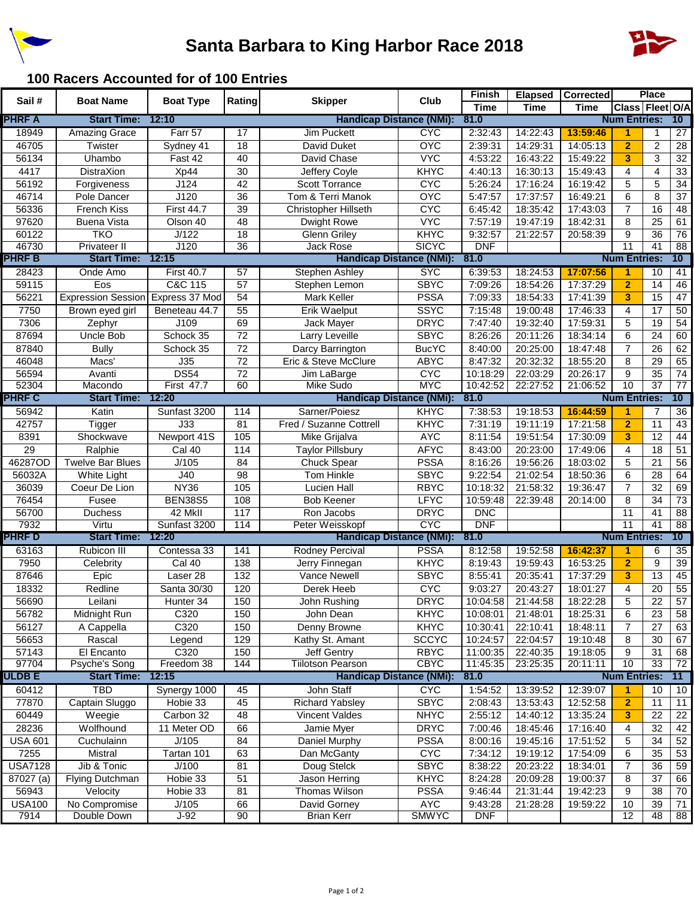# Santa Barbara to King Harbor Race 2018

## 100 Racers Accounted for of 100 Entries

| Sail # | Boat Name | Boat Type | Rating | Skipper | Club | Finish Time | Elapsed Time | Corrected Time | Place Class | Place Fleet | Place O/A |
|---|---|---|---|---|---|---|---|---|---|---|---|
| **PHRF A** | **Start Time:** | **12:10** | | **Handicap Distance (NMi):** | | **81.0** | | **Num Entries:** | **10** | | |
| 18949 | Amazing Grace | Farr 57 | 17 | Jim Puckett | CYC | 2:32:43 | 14:22:43 | **13:59:46** | **1** | 1 | 27 |
| 46705 | Twister | Sydney 41 | 18 | David Duket | OYC | 2:39:31 | 14:29:31 | 14:05:13 | **2** | 2 | 28 |
| 56134 | Uhambo | Fast 42 | 40 | David Chase | VYC | 4:53:22 | 16:43:22 | 15:49:22 | **3** | 3 | 32 |
| 4417 | DistraXion | Xp44 | 30 | Jeffery Coyle | KHYC | 4:40:13 | 16:30:13 | 15:49:43 | 4 | 4 | 33 |
| 56192 | Forgiveness | J124 | 42 | Scott Torrance | CYC | 5:26:24 | 17:16:24 | 16:19:42 | 5 | 5 | 34 |
| 46714 | Pole Dancer | J120 | 36 | Tom & Terri Manok | OYC | 5:47:57 | 17:37:57 | 16:49:21 | 6 | 8 | 37 |
| 56336 | French Kiss | First 44.7 | 39 | Christopher Hillseth | CYC | 6:45:42 | 18:35:42 | 17:43:03 | 7 | 16 | 48 |
| 97620 | Buena Vista | Olson 40 | 48 | Dwight Rowe | VYC | 7:57:19 | 19:47:19 | 18:42:31 | 8 | 25 | 61 |
| 60122 | TKO | J/122 | 18 | Glenn Griley | KHYC | 9:32:57 | 21:22:57 | 20:58:39 | 9 | 36 | 76 |
| 46730 | Privateer II | J120 | 36 | Jack Rose | SICYC | DNF | | | 11 | 41 | 88 |
| **PHRF B** | **Start Time:** | **12:15** | | **Handicap Distance (NMi):** | | **81.0** | | **Num Entries:** | **10** | | |
| 28423 | Onde Amo | First 40.7 | 57 | Stephen Ashley | SYC | 6:39:53 | 18:24:53 | **17:07:56** | **1** | 10 | 41 |
| 59115 | Eos | C&C 115 | 57 | Stephen Lemon | SBYC | 7:09:26 | 18:54:26 | 17:37:29 | **2** | 14 | 46 |
| 56221 | Expression Session | Express 37 Mod | 54 | Mark Keller | PSSA | 7:09:33 | 18:54:33 | 17:41:39 | **3** | 15 | 47 |
| 7750 | Brown eyed girl | Beneteau 44.7 | 55 | Erik Waelput | SSYC | 7:15:48 | 19:00:48 | 17:46:33 | 4 | 17 | 50 |
| 7306 | Zephyr | J109 | 69 | Jack Mayer | DRYC | 7:47:40 | 19:32:40 | 17:59:31 | 5 | 19 | 54 |
| 87694 | Uncle Bob | Schock 35 | 72 | Larry Leveille | SBYC | 8:26:26 | 20:11:26 | 18:34:14 | 6 | 24 | 60 |
| 87840 | Bully | Schock 35 | 72 | Darcy Barrington | BucYC | 8:40:00 | 20:25:00 | 18:47:48 | 7 | 26 | 62 |
| 46048 | Macs' | J35 | 72 | Eric & Steve McClure | ABYC | 8:47:32 | 20:32:32 | 18:55:20 | 8 | 29 | 65 |
| 56594 | Avanti | DS54 | 72 | Jim LaBarge | CYC | 10:18:29 | 22:03:29 | 20:26:17 | 9 | 35 | 74 |
| 52304 | Macondo | First 47.7 | 60 | Mike Sudo | MYC | 10:42:52 | 22:27:52 | 21:06:52 | 10 | 37 | 77 |
| **PHRF C** | **Start Time:** | **12:20** | | **Handicap Distance (NMi):** | | **81.0** | | **Num Entries:** | **10** | | |
| 56942 | Katin | Sunfast 3200 | 114 | Sarner/Poiesz | KHYC | 7:38:53 | 19:18:53 | **16:44:59** | **1** | 7 | 36 |
| 42757 | Tigger | J33 | 81 | Fred / Suzanne Cottrell | KHYC | 7:31:19 | 19:11:19 | 17:21:58 | **2** | 11 | 43 |
| 8391 | Shockwave | Newport 41S | 105 | Mike Grijalva | AYC | 8:11:54 | 19:51:54 | 17:30:09 | **3** | 12 | 44 |
| 29 | Ralphie | Cal 40 | 114 | Taylor Pillsbury | AFYC | 8:43:00 | 20:23:00 | 17:49:06 | 4 | 18 | 51 |
| 46287OD | Twelve Bar Blues | J/105 | 84 | Chuck Spear | PSSA | 8:16:26 | 19:56:26 | 18:03:02 | 5 | 21 | 56 |
| 56032A | White Light | J40 | 98 | Tom Hinkle | SBYC | 9:22:54 | 21:02:54 | 18:50:36 | 6 | 28 | 64 |
| 36039 | Coeur De Lion | NY36 | 105 | Lucien Hall | RBYC | 10:18:32 | 21:58:32 | 19:36:47 | 7 | 32 | 69 |
| 76454 | Fusee | BEN38S5 | 108 | Bob Keener | LFYC | 10:59:48 | 22:39:48 | 20:14:00 | 8 | 34 | 73 |
| 56700 | Duchess | 42 MkII | 117 | Ron Jacobs | DRYC | DNC | | | 11 | 41 | 88 |
| 7932 | Virtu | Sunfast 3200 | 114 | Peter Weisskopf | CYC | DNF | | | 11 | 41 | 88 |
| **PHRF D** | **Start Time:** | **12:20** | | **Handicap Distance (NMi):** | | **81.0** | | **Num Entries:** | **10** | | |
| 63163 | Rubicon III | Contessa 33 | 141 | Rodney Percival | PSSA | 8:12:58 | 19:52:58 | **16:42:37** | **1** | 6 | 35 |
| 7950 | Celebrity | Cal 40 | 138 | Jerry Finnegan | KHYC | 8:19:43 | 19:59:43 | 16:53:25 | **2** | 9 | 39 |
| 87646 | Epic | Laser 28 | 132 | Vance Newell | SBYC | 8:55:41 | 20:35:41 | 17:37:29 | **3** | 13 | 45 |
| 18332 | Redline | Santa 30/30 | 120 | Derek Heeb | CYC | 9:03:27 | 20:43:27 | 18:01:27 | 4 | 20 | 55 |
| 56690 | Leilani | Hunter 34 | 150 | John Rushing | DRYC | 10:04:58 | 21:44:58 | 18:22:28 | 5 | 22 | 57 |
| 56782 | Midnight Run | C320 | 150 | John Dean | KHYC | 10:08:01 | 21:48:01 | 18:25:31 | 6 | 23 | 58 |
| 56127 | A Cappella | C320 | 150 | Denny Browne | KHYC | 10:30:41 | 22:10:41 | 18:48:11 | 7 | 27 | 63 |
| 56653 | Rascal | Legend | 129 | Kathy St. Amant | SCCYC | 10:24:57 | 22:04:57 | 19:10:48 | 8 | 30 | 67 |
| 57143 | El Encanto | C320 | 150 | Jeff Gentry | RBYC | 11:00:35 | 22:40:35 | 19:18:05 | 9 | 31 | 68 |
| 97704 | Psyche's Song | Freedom 38 | 144 | Tiilotson Pearson | CBYC | 11:45:35 | 23:25:35 | 20:11:11 | 10 | 33 | 72 |
| **ULDB E** | **Start Time:** | **12:15** | | **Handicap Distance (NMi):** | | **81.0** | | **Num Entries:** | **11** | | |
| 60412 | TBD | Synergy 1000 | 45 | John Staff | CYC | 1:54:52 | 13:39:52 | 12:39:07 | **1** | 10 | 10 |
| 77870 | Captain Sluggo | Hobie 33 | 45 | Richard Yabsley | SBYC | 2:08:43 | 13:53:43 | 12:52:58 | **2** | 11 | 11 |
| 60449 | Weegie | Carbon 32 | 48 | Vincent Valdes | NHYC | 2:55:12 | 14:40:12 | 13:35:24 | **3** | 22 | 22 |
| 28236 | Wolfhound | 11 Meter OD | 66 | Jamie Myer | DRYC | 7:00:46 | 18:45:46 | 17:16:40 | 4 | 32 | 42 |
| USA 601 | Cuchulainn | J/105 | 84 | Daniel Murphy | PSSA | 8:00:16 | 19:45:16 | 17:51:52 | 5 | 34 | 52 |
| 7255 | Mistral | Tartan 101 | 63 | Dan McGanty | CYC | 7:34:12 | 19:19:12 | 17:54:09 | 6 | 35 | 53 |
| USA7128 | Jib & Tonic | J/100 | 81 | Doug Stelck | SBYC | 8:38:22 | 20:23:22 | 18:34:01 | 7 | 36 | 59 |
| 87027 (a) | Flying Dutchman | Hobie 33 | 51 | Jason Herring | KHYC | 8:24:28 | 20:09:28 | 19:00:37 | 8 | 37 | 66 |
| 56943 | Velocity | Hobie 33 | 81 | Thomas Wilson | PSSA | 9:46:44 | 21:31:44 | 19:42:23 | 9 | 38 | 70 |
| USA100 | No Compromise | J/105 | 66 | David Gorney | AYC | 9:43:28 | 21:28:28 | 19:59:22 | 10 | 39 | 71 |
| 7914 | Double Down | J-92 | 90 | Brian Kerr | SMWYC | DNF | | | 12 | 48 | 88 |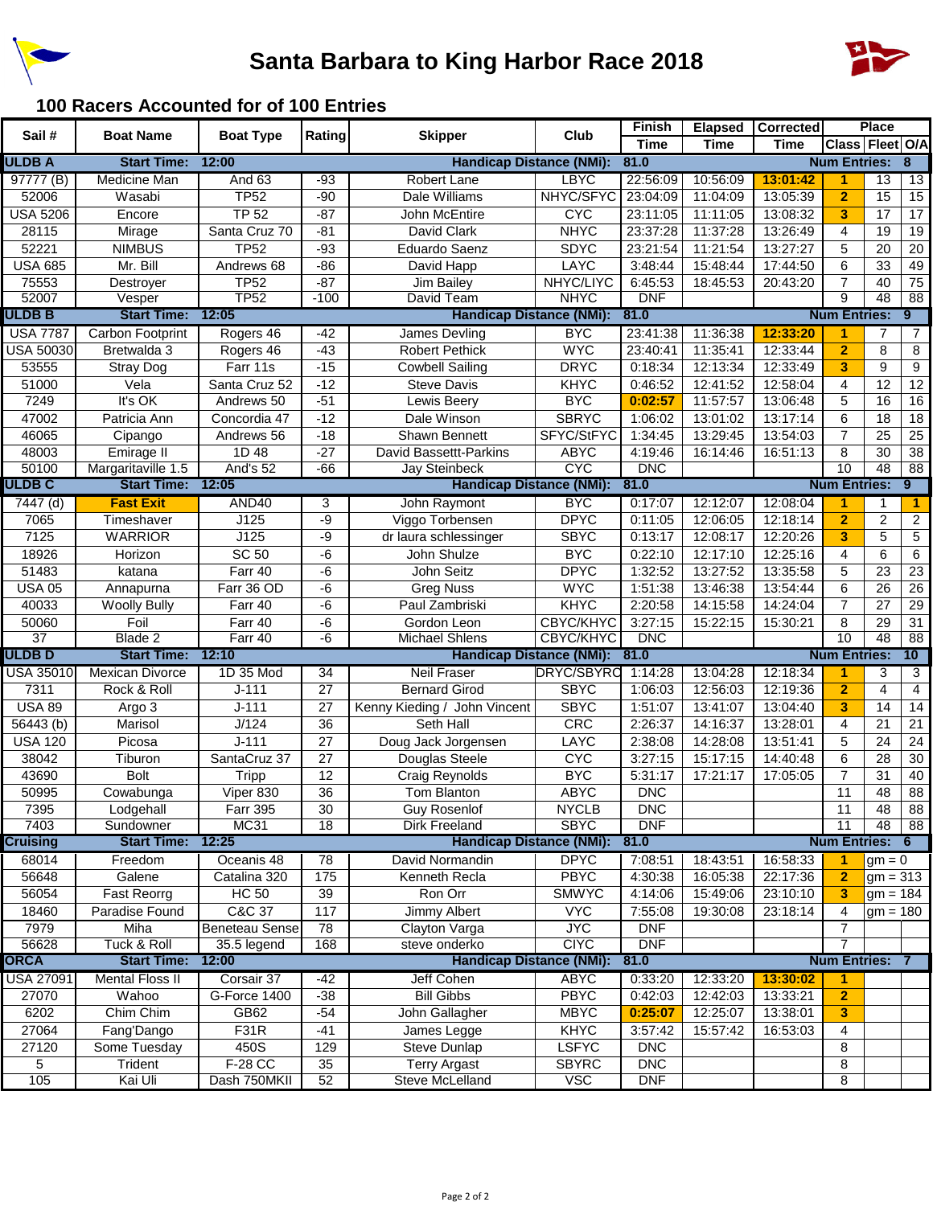# Santa Barbara to King Harbor Race 2018

## 100 Racers Accounted for of 100 Entries

| Sail # | Boat Name | Boat Type | Rating | Skipper | Club | Finish Time | Elapsed Time | Corrected Time | Place Class | Place Fleet | Place O/A |
|---|---|---|---|---|---|---|---|---|---|---|---|
| **ULDB A** | **Start Time: 12:00** | | | **Handicap Distance (NMi): 81.0** | | | | **Num Entries: 8** | | | |
| 97777 (B) | Medicine Man | And 63 | -93 | Robert Lane | LBYC | 22:56:09 | 10:56:09 | **13:01:42** | **1** | 13 | 13 |
| 52006 | Wasabi | TP52 | -90 | Dale Williams | NHYC/SFYC | 23:04:09 | 11:04:09 | 13:05:39 | **2** | 15 | 15 |
| USA 5206 | Encore | TP 52 | -87 | John McEntire | CYC | 23:11:05 | 11:11:05 | 13:08:32 | **3** | 17 | 17 |
| 28115 | Mirage | Santa Cruz 70 | -81 | David Clark | NHYC | 23:37:28 | 11:37:28 | 13:26:49 | 4 | 19 | 19 |
| 52221 | NIMBUS | TP52 | -93 | Eduardo Saenz | SDYC | 23:21:54 | 11:21:54 | 13:27:27 | 5 | 20 | 20 |
| USA 685 | Mr. Bill | Andrews 68 | -86 | David Happ | LAYC | 3:48:44 | 15:48:44 | 17:44:50 | 6 | 33 | 49 |
| 75553 | Destroyer | TP52 | -87 | Jim Bailey | NHYC/LIYC | 6:45:53 | 18:45:53 | 20:43:20 | 7 | 40 | 75 |
| 52007 | Vesper | TP52 | -100 | David Team | NHYC | DNF | | | 9 | 48 | 88 |
| **ULDB B** | **Start Time: 12:05** | | | **Handicap Distance (NMi): 81.0** | | | | **Num Entries: 9** | | | |
| USA 7787 | Carbon Footprint | Rogers 46 | -42 | James Devling | BYC | 23:41:38 | 11:36:38 | **12:33:20** | **1** | 7 | 7 |
| USA 50030 | Bretwalda 3 | Rogers 46 | -43 | Robert Pethick | WYC | 23:40:41 | 11:35:41 | 12:33:44 | **2** | 8 | 8 |
| 53555 | Stray Dog | Farr 11s | -15 | Cowbell Sailing | DRYC | 0:18:34 | 12:13:34 | 12:33:49 | **3** | 9 | 9 |
| 51000 | Vela | Santa Cruz 52 | -12 | Steve Davis | KHYC | 0:46:52 | 12:41:52 | 12:58:04 | 4 | 12 | 12 |
| 7249 | It's OK | Andrews 50 | -51 | Lewis Beery | BYC | **0:02:57** | 11:57:57 | 13:06:48 | 5 | 16 | 16 |
| 47002 | Patricia Ann | Concordia 47 | -12 | Dale Winson | SBRYC | 1:06:02 | 13:01:02 | 13:17:14 | 6 | 18 | 18 |
| 46065 | Cipango | Andrews 56 | -18 | Shawn Bennett | SFYC/StFYC | 1:34:45 | 13:29:45 | 13:54:03 | 7 | 25 | 25 |
| 48003 | Emirage II | 1D 48 | -27 | David Bassettt-Parkins | ABYC | 4:19:46 | 16:14:46 | 16:51:13 | 8 | 30 | 38 |
| 50100 | Margaritaville 1.5 | And's 52 | -66 | Jay Steinbeck | CYC | DNC | | | 10 | 48 | 88 |
| **ULDB C** | **Start Time: 12:05** | | | **Handicap Distance (NMi): 81.0** | | | | **Num Entries: 9** | | | |
| 7447 (d) | **Fast Exit** | AND40 | 3 | John Raymont | BYC | 0:17:07 | 12:12:07 | 12:08:04 | **1** | 1 | **1** |
| 7065 | Timeshaver | J125 | -9 | Viggo Torbensen | DPYC | 0:11:05 | 12:06:05 | 12:18:14 | **2** | 2 | 2 |
| 7125 | WARRIOR | J125 | -9 | dr laura schlessinger | SBYC | 0:13:17 | 12:08:17 | 12:20:26 | **3** | 5 | 5 |
| 18926 | Horizon | SC 50 | -6 | John Shulze | BYC | 0:22:10 | 12:17:10 | 12:25:16 | 4 | 6 | 6 |
| 51483 | katana | Farr 40 | -6 | John Seitz | DPYC | 1:32:52 | 13:27:52 | 13:35:58 | 5 | 23 | 23 |
| USA 05 | Annapurna | Farr 36 OD | -6 | Greg Nuss | WYC | 1:51:38 | 13:46:38 | 13:54:44 | 6 | 26 | 26 |
| 40033 | Woolly Bully | Farr 40 | -6 | Paul Zambriski | KHYC | 2:20:58 | 14:15:58 | 14:24:04 | 7 | 27 | 29 |
| 50060 | Foil | Farr 40 | -6 | Gordon Leon | CBYC/KHYC | 3:27:15 | 15:22:15 | 15:30:21 | 8 | 29 | 31 |
| 37 | Blade 2 | Farr 40 | -6 | Michael Shlens | CBYC/KHYC | DNC | | | 10 | 48 | 88 |
| **ULDB D** | **Start Time: 12:10** | | | **Handicap Distance (NMi): 81.0** | | | | **Num Entries: 10** | | | |
| USA 35010 | Mexican Divorce | 1D 35 Mod | 34 | Neil Fraser | DRYC/SBYRC | 1:14:28 | 13:04:28 | 12:18:34 | **1** | 3 | 3 |
| 7311 | Rock & Roll | J-111 | 27 | Bernard Girod | SBYC | 1:06:03 | 12:56:03 | 12:19:36 | **2** | 4 | 4 |
| USA 89 | Argo 3 | J-111 | 27 | Kenny Kieding / John Vincent | SBYC | 1:51:07 | 13:41:07 | 13:04:40 | **3** | 14 | 14 |
| 56443 (b) | Marisol | J/124 | 36 | Seth Hall | CRC | 2:26:37 | 14:16:37 | 13:28:01 | 4 | 21 | 21 |
| USA 120 | Picosa | J-111 | 27 | Doug Jack Jorgensen | LAYC | 2:38:08 | 14:28:08 | 13:51:41 | 5 | 24 | 24 |
| 38042 | Tiburon | SantaCruz 37 | 27 | Douglas Steele | CYC | 3:27:15 | 15:17:15 | 14:40:48 | 6 | 28 | 30 |
| 43690 | Bolt | Tripp | 12 | Craig Reynolds | BYC | 5:31:17 | 17:21:17 | 17:05:05 | 7 | 31 | 40 |
| 50995 | Cowabunga | Viper 830 | 36 | Tom Blanton | ABYC | DNC | | | 11 | 48 | 88 |
| 7395 | Lodgehall | Farr 395 | 30 | Guy Rosenlof | NYCLB | DNC | | | 11 | 48 | 88 |
| 7403 | Sundowner | MC31 | 18 | Dirk Freeland | SBYC | DNF | | | 11 | 48 | 88 |
| **Cruising** | **Start Time: 12:25** | | | **Handicap Distance (NMi): 81.0** | | | | **Num Entries: 6** | | | |
| 68014 | Freedom | Oceanis 48 | 78 | David Normandin | DPYC | 7:08:51 | 18:43:51 | 16:58:33 | **1** | gm = 0 | |
| 56648 | Galene | Catalina 320 | 175 | Kenneth Recla | PBYC | 4:30:38 | 16:05:38 | 22:17:36 | **2** | gm = 313 | |
| 56054 | Fast Reorrg | HC 50 | 39 | Ron Orr | SMWYC | 4:14:06 | 15:49:06 | 23:10:10 | **3** | gm = 184 | |
| 18460 | Paradise Found | C&C 37 | 117 | Jimmy Albert | VYC | 7:55:08 | 19:30:08 | 23:18:14 | 4 | gm = 180 | |
| 7979 | Miha | Beneteau Sense | 78 | Clayton Varga | JYC | DNF | | | 7 | | |
| 56628 | Tuck & Roll | 35.5 legend | 168 | steve onderko | CIYC | DNF | | | 7 | | |
| **ORCA** | **Start Time: 12:00** | | | **Handicap Distance (NMi): 81.0** | | | | **Num Entries: 7** | | | |
| USA 27091 | Mental Floss II | Corsair 37 | -42 | Jeff Cohen | ABYC | 0:33:20 | 12:33:20 | **13:30:02** | **1** | | |
| 27070 | Wahoo | G-Force 1400 | -38 | Bill Gibbs | PBYC | 0:42:03 | 12:42:03 | 13:33:21 | **2** | | |
| 6202 | Chim Chim | GB62 | -54 | John Gallagher | MBYC | **0:25:07** | 12:25:07 | 13:38:01 | **3** | | |
| 27064 | Fang'Dango | F31R | -41 | James Legge | KHYC | 3:57:42 | 15:57:42 | 16:53:03 | 4 | | |
| 27120 | Some Tuesday | 450S | 129 | Steve Dunlap | LSFYC | DNC | | | 8 | | |
| 5 | Trident | F-28 CC | 35 | Terry Argast | SBYRC | DNC | | | 8 | | |
| 105 | Kai Uli | Dash 750MKII | 52 | Steve McLelland | VSC | DNF | | | 8 | | |